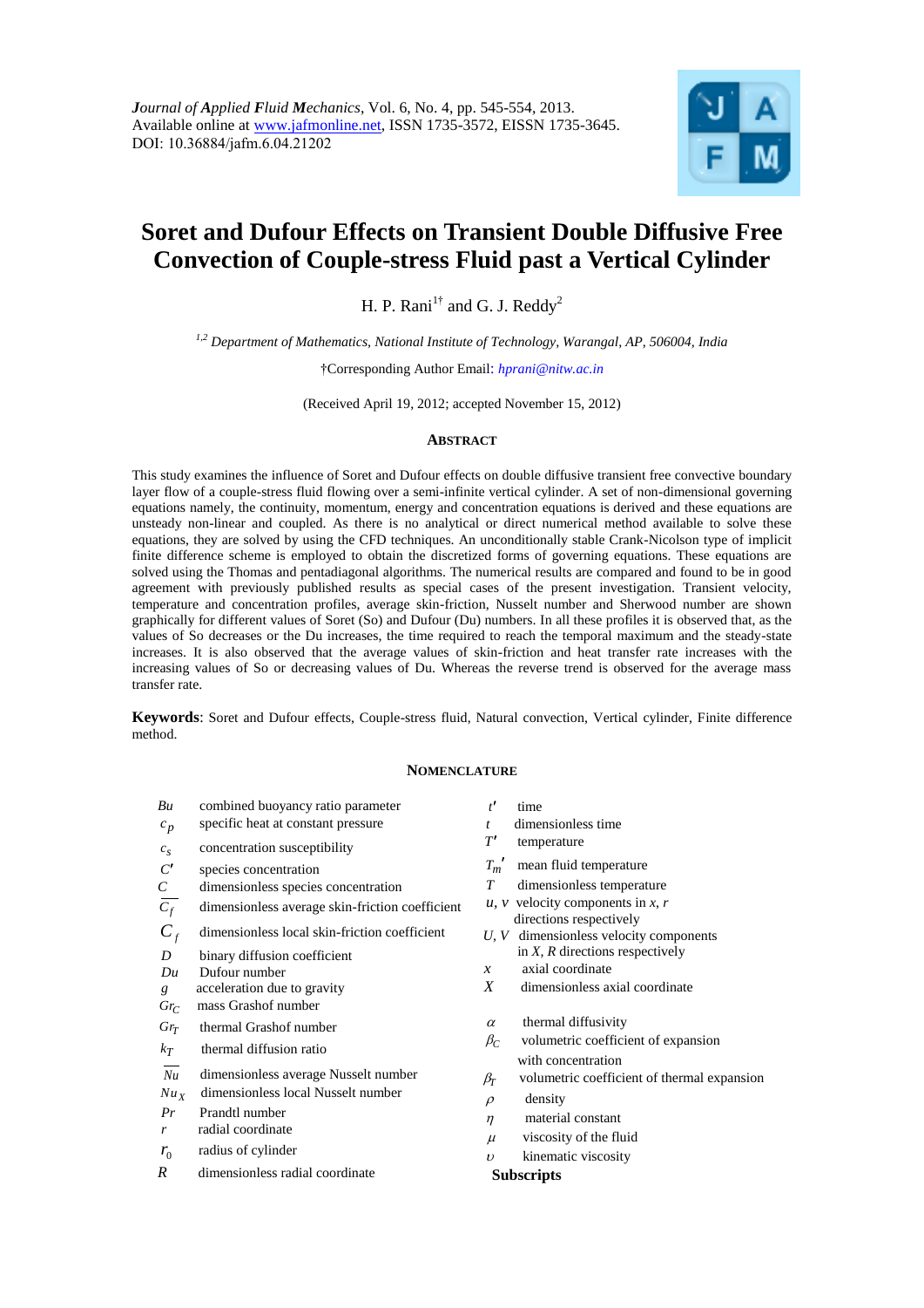*Journal of Applied Fluid Mechanics*, Vol. 6, No. 4, pp. 545-554, 2013.
Available online at www.jafmonline.net, ISSN 1735-3572, EISSN 1735-3645.
DOI: 10.36884/jafm.6.04.21202

# Soret and Dufour Effects on Transient Double Diffusive Free Convection of Couple-stress Fluid past a Vertical Cylinder

H. P. Rani[1†] and G. J. Reddy[2]

[1,2] *Department of Mathematics, National Institute of Technology, Warangal, AP, 506004, India*

†Corresponding Author Email: *hprani@nitw.ac.in*

(Received April 19, 2012; accepted November 15, 2012)

## Abstract

This study examines the influence of Soret and Dufour effects on double diffusive transient free convective boundary layer flow of a couple-stress fluid flowing over a semi-infinite vertical cylinder. A set of non-dimensional governing equations namely, the continuity, momentum, energy and concentration equations is derived and these equations are unsteady non-linear and coupled. As there is no analytical or direct numerical method available to solve these equations, they are solved by using the CFD techniques. An unconditionally stable Crank-Nicolson type of implicit finite difference scheme is employed to obtain the discretized forms of governing equations. These equations are solved using the Thomas and pentadiagonal algorithms. The numerical results are compared and found to be in good agreement with previously published results as special cases of the present investigation. Transient velocity, temperature and concentration profiles, average skin-friction, Nusselt number and Sherwood number are shown graphically for different values of Soret (So) and Dufour (Du) numbers. In all these profiles it is observed that, as the values of So decreases or the Du increases, the time required to reach the temporal maximum and the steady-state increases. It is also observed that the average values of skin-friction and heat transfer rate increases with the increasing values of So or decreasing values of Du. Whereas the reverse trend is observed for the average mass transfer rate.

**Keywords**: Soret and Dufour effects, Couple-stress fluid, Natural convection, Vertical cylinder, Finite difference method.

## Nomenclature

| Symbol | Description |
|---|---|
| $Bu$ | combined buoyancy ratio parameter |
| $c_p$ | specific heat at constant pressure |
| $c_s$ | concentration susceptibility |
| $C'$ | species concentration |
| $C$ | dimensionless species concentration |
| $\overline{C_f}$ | dimensionless average skin-friction coefficient |
| $C_f$ | dimensionless local skin-friction coefficient |
| $D$ | binary diffusion coefficient |
| $Du$ | Dufour number |
| $g$ | acceleration due to gravity |
| $Gr_C$ | mass Grashof number |
| $Gr_T$ | thermal Grashof number |
| $k_T$ | thermal diffusion ratio |
| $\overline{Nu}$ | dimensionless average Nusselt number |
| $Nu_X$ | dimensionless local Nusselt number |
| $Pr$ | Prandtl number |
| $r$ | radial coordinate |
| $r_0$ | radius of cylinder |
| $R$ | dimensionless radial coordinate |
| $t'$ | time |
| $t$ | dimensionless time |
| $T'$ | temperature |
| $T_m'$ | mean fluid temperature |
| $T$ | dimensionless temperature |
| $u$, $v$ | velocity components in $x$, $r$ directions respectively |
| $U$, $V$ | dimensionless velocity components in $X$, $R$ directions respectively |
| $x$ | axial coordinate |
| $X$ | dimensionless axial coordinate |
| $\alpha$ | thermal diffusivity |
| $\beta_C$ | volumetric coefficient of expansion with concentration |
| $\beta_T$ | volumetric coefficient of thermal expansion |
| $\rho$ | density |
| $\eta$ | material constant |
| $\mu$ | viscosity of the fluid |
| $\upsilon$ | kinematic viscosity |

**Subscripts**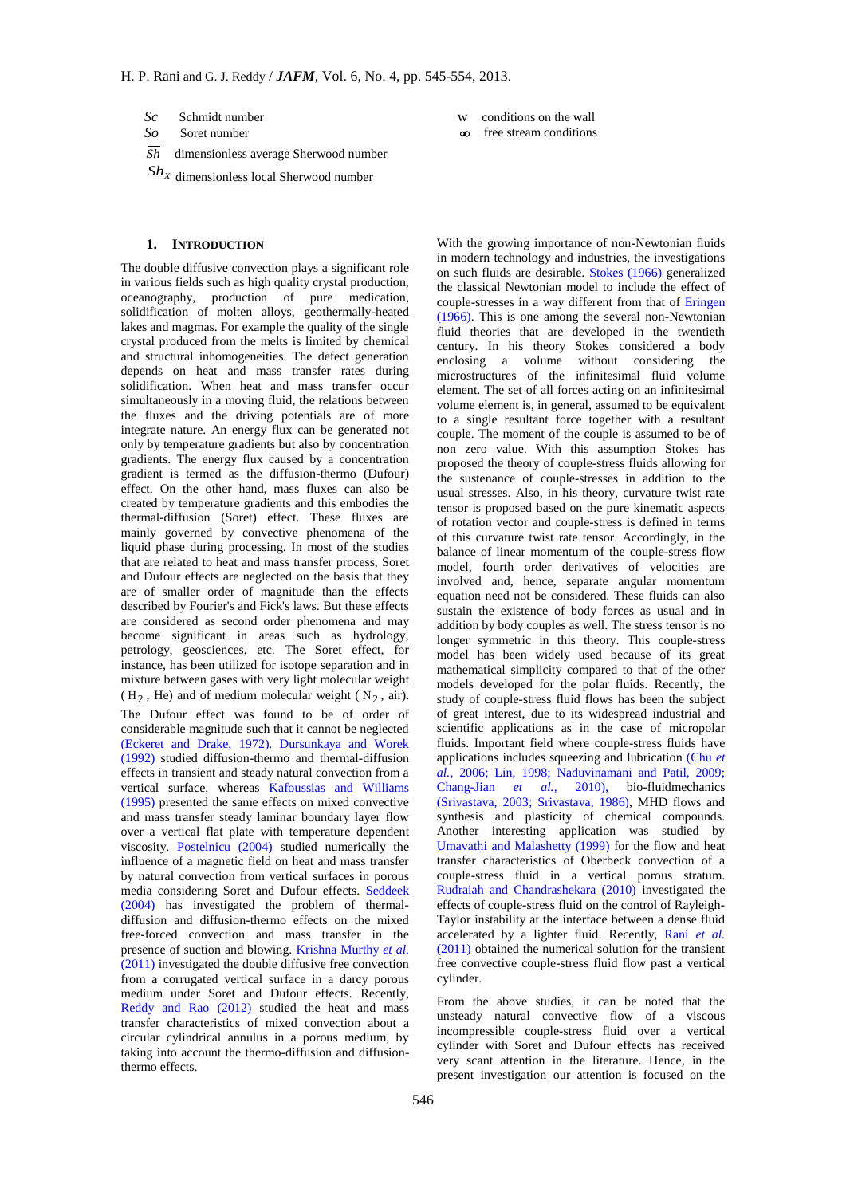| | |
|---|---|
| $Sc$ | Schmidt number |
| $So$ | Soret number |
| $\overline{Sh}$ | dimensionless average Sherwood number |
| $Sh_x$ | dimensionless local Sherwood number |
| w | conditions on the wall |
| $\infty$ | free stream conditions |

## 1. INTRODUCTION

The double diffusive convection plays a significant role in various fields such as high quality crystal production, oceanography, production of pure medication, solidification of molten alloys, geothermally-heated lakes and magmas. For example the quality of the single crystal produced from the melts is limited by chemical and structural inhomogeneities. The defect generation depends on heat and mass transfer rates during solidification. When heat and mass transfer occur simultaneously in a moving fluid, the relations between the fluxes and the driving potentials are of more integrate nature. An energy flux can be generated not only by temperature gradients but also by concentration gradients. The energy flux caused by a concentration gradient is termed as the diffusion-thermo (Dufour) effect. On the other hand, mass fluxes can also be created by temperature gradients and this embodies the thermal-diffusion (Soret) effect. These fluxes are mainly governed by convective phenomena of the liquid phase during processing. In most of the studies that are related to heat and mass transfer process, Soret and Dufour effects are neglected on the basis that they are of smaller order of magnitude than the effects described by Fourier's and Fick's laws. But these effects are considered as second order phenomena and may become significant in areas such as hydrology, petrology, geosciences, etc. The Soret effect, for instance, has been utilized for isotope separation and in mixture between gases with very light molecular weight ($H_2$, He) and of medium molecular weight ($N_2$, air).

The Dufour effect was found to be of order of considerable magnitude such that it cannot be neglected (Eckert and Drake, 1972). Dursunkaya and Worek (1992) studied diffusion-thermo and thermal-diffusion effects in transient and steady natural convection from a vertical surface, whereas Kafoussias and Williams (1995) presented the same effects on mixed convective and mass transfer steady laminar boundary layer flow over a vertical flat plate with temperature dependent viscosity. Postelnicu (2004) studied numerically the influence of a magnetic field on heat and mass transfer by natural convection from vertical surfaces in porous media considering Soret and Dufour effects. Seddeek (2004) has investigated the problem of thermal-diffusion and diffusion-thermo effects on the mixed free-forced convection and mass transfer in the presence of suction and blowing. Krishna Murthy *et al.* (2011) investigated the double diffusive free convection from a corrugated vertical surface in a darcy porous medium under Soret and Dufour effects. Recently, Reddy and Rao (2012) studied the heat and mass transfer characteristics of mixed convection about a circular cylindrical annulus in a porous medium, by taking into account the thermo-diffusion and diffusion-thermo effects.

With the growing importance of non-Newtonian fluids in modern technology and industries, the investigations on such fluids are desirable. Stokes (1966) generalized the classical Newtonian model to include the effect of couple-stresses in a way different from that of Eringen (1966). This is one among the several non-Newtonian fluid theories that are developed in the twentieth century. In his theory Stokes considered a body enclosing a volume without considering the microstructures of the infinitesimal fluid volume element. The set of all forces acting on an infinitesimal volume element is, in general, assumed to be equivalent to a single resultant force together with a resultant couple. The moment of the couple is assumed to be of non zero value. With this assumption Stokes has proposed the theory of couple-stress fluids allowing for the sustenance of couple-stresses in addition to the usual stresses. Also, in his theory, curvature twist rate tensor is proposed based on the pure kinematic aspects of rotation vector and couple-stress is defined in terms of this curvature twist rate tensor. Accordingly, in the balance of linear momentum of the couple-stress flow model, fourth order derivatives of velocities are involved and, hence, separate angular momentum equation need not be considered. These fluids can also sustain the existence of body forces as usual and in addition by body couples as well. The stress tensor is no longer symmetric in this theory. This couple-stress model has been widely used because of its great mathematical simplicity compared to that of the other models developed for the polar fluids. Recently, the study of couple-stress fluid flows has been the subject of great interest, due to its widespread industrial and scientific applications as in the case of micropolar fluids. Important field where couple-stress fluids have applications includes squeezing and lubrication (Chu *et al.*, 2006; Lin, 1998; Naduvinamani and Patil, 2009; Chang-Jian *et al.*, 2010), bio-fluidmechanics (Srivastava, 2003; Srivastava, 1986), MHD flows and synthesis and plasticity of chemical compounds. Another interesting application was studied by Umavathi and Malashetty (1999) for the flow and heat transfer characteristics of Oberbeck convection of a couple-stress fluid in a vertical porous stratum. Rudraiah and Chandrashekara (2010) investigated the effects of couple-stress fluid on the control of Rayleigh-Taylor instability at the interface between a dense fluid accelerated by a lighter fluid. Recently, Rani *et al.* (2011) obtained the numerical solution for the transient free convective couple-stress fluid flow past a vertical cylinder.

From the above studies, it can be noted that the unsteady natural convective flow of a viscous incompressible couple-stress fluid over a vertical cylinder with Soret and Dufour effects has received very scant attention in the literature. Hence, in the present investigation our attention is focused on the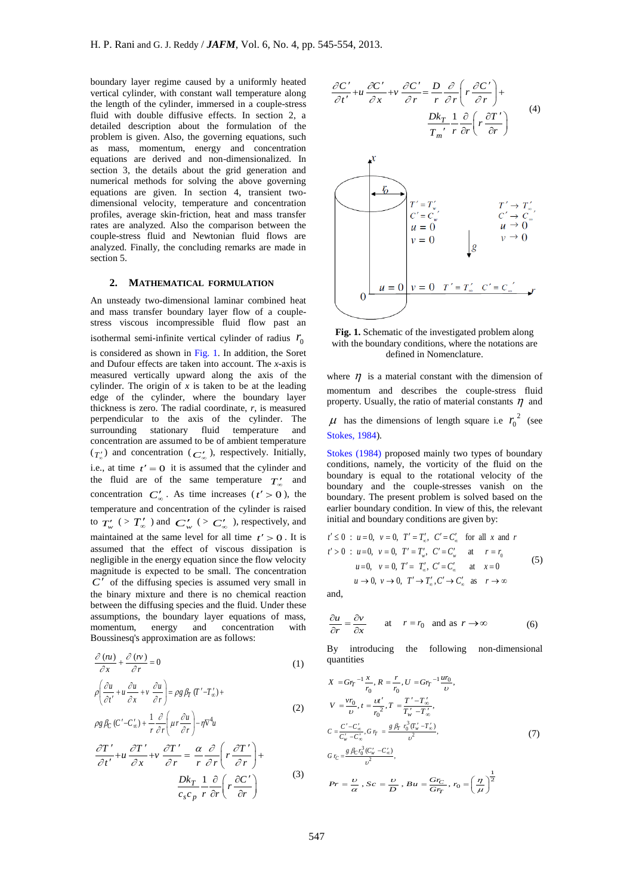boundary layer regime caused by a uniformly heated vertical cylinder, with constant wall temperature along the length of the cylinder, immersed in a couple-stress fluid with double diffusive effects. In section 2, a detailed description about the formulation of the problem is given. Also, the governing equations, such as mass, momentum, energy and concentration equations are derived and non-dimensionalized. In section 3, the details about the grid generation and numerical methods for solving the above governing equations are given. In section 4, transient two-dimensional velocity, temperature and concentration profiles, average skin-friction, heat and mass transfer rates are analyzed. Also the comparison between the couple-stress fluid and Newtonian fluid flows are analyzed. Finally, the concluding remarks are made in section 5.

## 2. MATHEMATICAL FORMULATION

An unsteady two-dimensional laminar combined heat and mass transfer boundary layer flow of a couple-stress viscous incompressible fluid flow past an isothermal semi-infinite vertical cylinder of radius $r_0$ is considered as shown in Fig. 1. In addition, the Soret and Dufour effects are taken into account. The *x*-axis is measured vertically upward along the axis of the cylinder. The origin of *x* is taken to be at the leading edge of the cylinder, where the boundary layer thickness is zero. The radial coordinate, *r*, is measured perpendicular to the axis of the cylinder. The surrounding stationary fluid temperature and concentration are assumed to be of ambient temperature ($T'_\infty$) and concentration ($C'_\infty$), respectively. Initially, i.e., at time $t' = 0$ it is assumed that the cylinder and the fluid are of the same temperature $T'_\infty$ and concentration $C'_\infty$. As time increases ($t' > 0$), the temperature and concentration of the cylinder is raised to $T'_w$ ($> T'_\infty$) and $C'_w$ ($> C'_\infty$), respectively, and maintained at the same level for all time $t' > 0$. It is assumed that the effect of viscous dissipation is negligible in the energy equation since the flow velocity magnitude is expected to be small. The concentration $C'$ of the diffusing species is assumed very small in the binary mixture and there is no chemical reaction between the diffusing species and the fluid. Under these assumptions, the boundary layer equations of mass, momentum, energy and concentration with Boussinesq's approximation are as follows:

$$\frac{\partial (ru)}{\partial x} + \frac{\partial (rv)}{\partial r} = 0 \tag{1}$$

$$\rho\left(\frac{\partial u}{\partial t'} + u\frac{\partial u}{\partial x} + v\frac{\partial u}{\partial r}\right) = \rho g \beta_T (T' - T'_\infty) + \rho g \beta_C (C' - C'_\infty) + \frac{1}{r}\frac{\partial}{\partial r}\left(\mu r \frac{\partial u}{\partial r}\right) - \eta \nabla^4 u \tag{2}$$

$$\frac{\partial T'}{\partial t'} + u\frac{\partial T'}{\partial x} + v\frac{\partial T'}{\partial r} = \frac{\alpha}{r}\frac{\partial}{\partial r}\left(r\frac{\partial T'}{\partial r}\right) + \frac{D k_T}{c_s c_p}\frac{1}{r}\frac{\partial}{\partial r}\left(r\frac{\partial C'}{\partial r}\right) \tag{3}$$

$$\frac{\partial C'}{\partial t'} + u\frac{\partial C'}{\partial x} + v\frac{\partial C'}{\partial r} = \frac{D}{r}\frac{\partial}{\partial r}\left(r\frac{\partial C'}{\partial r}\right) + \frac{D k_T}{T_m'}\frac{1}{r}\frac{\partial}{\partial r}\left(r\frac{\partial T'}{\partial r}\right) \tag{4}$$

**Fig. 1.** Schematic of the investigated problem along with the boundary conditions, where the notations are defined in Nomenclature.

where $\eta$ is a material constant with the dimension of momentum and describes the couple-stress fluid property. Usually, the ratio of material constants $\eta$ and $\mu$ has the dimensions of length square i.e $r_0^2$ (see Stokes, 1984).

Stokes (1984) proposed mainly two types of boundary conditions, namely, the vorticity of the fluid on the boundary is equal to the rotational velocity of the boundary and the couple-stresses vanish on the boundary. The present problem is solved based on the earlier boundary condition. In view of this, the relevant initial and boundary conditions are given by:

$$\begin{aligned}
&t' \le 0 \;:\; u = 0,\; v = 0,\; T' = T'_\infty,\; C' = C'_\infty \quad \text{for all } x \text{ and } r \\
&t' > 0 \;:\; u = 0,\; v = 0,\; T' = T'_w,\; C' = C'_w \quad \text{at} \quad r = r_0 \\
&\qquad\quad u = 0,\; v = 0,\; T' = T'_\infty,\; C' = C'_\infty \quad \text{at} \quad x = 0 \\
&\qquad\quad u \to 0,\; v \to 0,\; T' \to T'_\infty, C' \to C'_\infty \quad \text{as} \quad r \to \infty
\end{aligned} \tag{5}$$

and,

$$\frac{\partial u}{\partial r} = \frac{\partial v}{\partial x} \quad \text{at} \quad r = r_0 \;\text{ and as } r \to \infty \tag{6}$$

By introducing the following non-dimensional quantities

$$\begin{aligned}
&X = Gr_T^{-1}\frac{x}{r_0},\; R = \frac{r}{r_0},\; U = Gr_T^{-1}\frac{u r_0}{\upsilon}, \\
&V = \frac{v r_0}{\upsilon},\; t = \frac{\upsilon t'}{r_0^2},\; T = \frac{T' - T'_\infty}{T'_w - T'_\infty}, \\
&C = \frac{C' - C'_\infty}{C'_w - C'_\infty},\; Gr_T = \frac{g \beta_T r_0^3 (T'_w - T'_\infty)}{\upsilon^2}, \\
&Gr_C = \frac{g \beta_C r_0^3 (C'_w - C'_\infty)}{\upsilon^2}, \\
&Pr = \frac{\upsilon}{\alpha},\; Sc = \frac{\upsilon}{D},\; Bu = \frac{Gr_C}{Gr_T},\; r_0 = \left(\frac{\eta}{\mu}\right)^{\frac{1}{2}}
\end{aligned} \tag{7}$$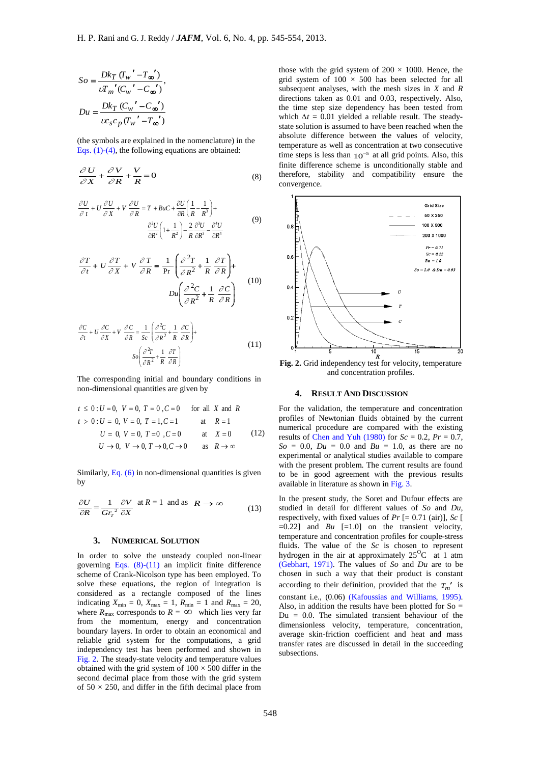$$So = \frac{Dk_T\,(T_w{}' - T_\infty{}')}{\upsilon T_m{}'(C_w{}' - C_\infty{}')},$$

$$Du = \frac{Dk_T\,(C_w{}' - C_\infty{}')}{\upsilon c_s c_p\,(T_w{}' - T_\infty{}')}$$

(the symbols are explained in the nomenclature) in the Eqs. (1)-(4), the following equations are obtained:

$$\frac{\partial U}{\partial X} + \frac{\partial V}{\partial R} + \frac{V}{R} = 0 \tag{8}$$

$$\frac{\partial U}{\partial t} + U\frac{\partial U}{\partial X} + V\frac{\partial U}{\partial R} = T + BuC + \frac{\partial U}{\partial R}\left(\frac{1}{R} - \frac{1}{R^3}\right) + \frac{\partial^2 U}{\partial R^2}\left(1 + \frac{1}{R^2}\right) - \frac{2}{R}\frac{\partial^3 U}{\partial R^3} - \frac{\partial^4 U}{\partial R^4} \tag{9}$$

$$\frac{\partial T}{\partial t} + U\frac{\partial T}{\partial X} + V\frac{\partial T}{\partial R} = \frac{1}{\Pr}\left(\frac{\partial^2 T}{\partial R^2} + \frac{1}{R}\frac{\partial T}{\partial R}\right) + Du\left(\frac{\partial^2 C}{\partial R^2} + \frac{1}{R}\frac{\partial C}{\partial R}\right) \tag{10}$$

$$\frac{\partial C}{\partial t} + U\frac{\partial C}{\partial X} + V\frac{\partial C}{\partial R} = \frac{1}{Sc}\left(\frac{\partial^2 C}{\partial R^2} + \frac{1}{R}\frac{\partial C}{\partial R}\right) + So\left(\frac{\partial^2 T}{\partial R^2} + \frac{1}{R}\frac{\partial T}{\partial R}\right) \tag{11}$$

The corresponding initial and boundary conditions in non-dimensional quantities are given by

$$\begin{aligned}
&t \le 0: U = 0,\ V = 0,\ T = 0, C = 0 \quad &&\text{for all } X \text{ and } R \\
&t > 0: U = 0,\ V = 0,\ T = 1, C = 1 \quad &&\text{at } R = 1 \\
&\qquad U = 0,\ V = 0,\ T = 0, C = 0 \quad &&\text{at } X = 0 \\
&\qquad U \to 0,\ V \to 0, T \to 0, C \to 0 \quad &&\text{as } R \to \infty
\end{aligned} \tag{12}$$

Similarly, Eq. (6) in non-dimensional quantities is given by

$$\frac{\partial U}{\partial R} = \frac{1}{Gr_r{}^2}\frac{\partial V}{\partial X} \quad \text{at } R = 1 \text{ and as } R \to \infty \tag{13}$$

## 3. Numerical Solution

In order to solve the unsteady coupled non-linear governing Eqs. (8)-(11) an implicit finite difference scheme of Crank-Nicolson type has been employed. To solve these equations, the region of integration is considered as a rectangle composed of the lines indicating $X_{\min} = 0$, $X_{\max} = 1$, $R_{\min} = 1$ and $R_{\max} = 20$, where $R_{\max}$ corresponds to $R = \infty$ which lies very far from the momentum, energy and concentration boundary layers. In order to obtain an economical and reliable grid system for the computations, a grid independency test has been performed and shown in Fig. 2. The steady-state velocity and temperature values obtained with the grid system of 100 × 500 differ in the second decimal place from those with the grid system of 50 × 250, and differ in the fifth decimal place from those with the grid system of 200 × 1000. Hence, the grid system of 100 × 500 has been selected for all subsequent analyses, with the mesh sizes in $X$ and $R$ directions taken as 0.01 and 0.03, respectively. Also, the time step size dependency has been tested from which $\Delta t = 0.01$ yielded a reliable result. The steady-state solution is assumed to have been reached when the absolute difference between the values of velocity, temperature as well as concentration at two consecutive time steps is less than $10^{-5}$ at all grid points. Also, this finite difference scheme is unconditionally stable and therefore, stability and compatibility ensure the convergence.

**Fig. 2.** Grid independency test for velocity, temperature and concentration profiles.

## 4. Result and Discussion

For the validation, the temperature and concentration profiles of Newtonian fluids obtained by the current numerical procedure are compared with the existing results of Chen and Yuh (1980) for $Sc = 0.2$, $Pr = 0.7$, $So = 0.0$, $Du = 0.0$ and $Bu = 1.0$, as there are no experimental or analytical studies available to compare with the present problem. The current results are found to be in good agreement with the previous results available in literature as shown in Fig. 3.

In the present study, the Soret and Dufour effects are studied in detail for different values of $So$ and $Du$, respectively, with fixed values of $Pr$ [= 0.71 (air)], $Sc$ [=0.22] and $Bu$ [=1.0] on the transient velocity, temperature and concentration profiles for couple-stress fluids. The value of the $Sc$ is chosen to represent hydrogen in the air at approximately 25°C at 1 atm (Gebhart, 1971). The values of $So$ and $Du$ are to be chosen in such a way that their product is constant according to their definition, provided that the $T_m{}'$ is constant i.e., (0.06) (Kafoussias and Williams, 1995). Also, in addition the results have been plotted for So = Du = 0.0. The simulated transient behaviour of the dimensionless velocity, temperature, concentration, average skin-friction coefficient and heat and mass transfer rates are discussed in detail in the succeeding subsections.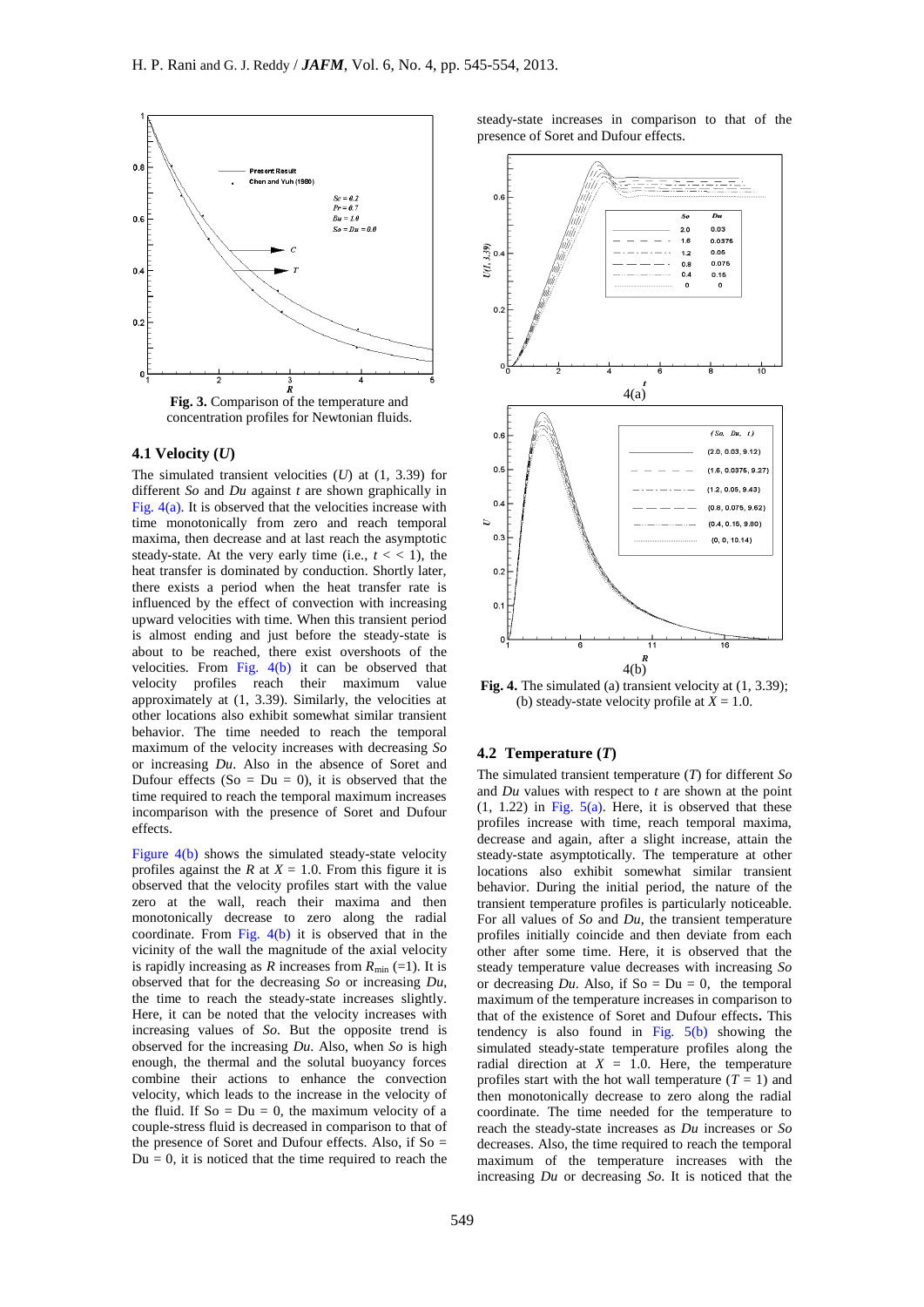**Fig. 3.** Comparison of the temperature and concentration profiles for Newtonian fluids.

### 4.1 Velocity (*U*)

The simulated transient velocities ($U$) at (1, 3.39) for different $So$ and $Du$ against $t$ are shown graphically in Fig. 4(a). It is observed that the velocities increase with time monotonically from zero and reach temporal maxima, then decrease and at last reach the asymptotic steady-state. At the very early time (i.e., $t << 1$), the heat transfer is dominated by conduction. Shortly later, there exists a period when the heat transfer rate is influenced by the effect of convection with increasing upward velocities with time. When this transient period is almost ending and just before the steady-state is about to be reached, there exist overshoots of the velocities. From Fig. 4(b) it can be observed that velocity profiles reach their maximum value approximately at (1, 3.39). Similarly, the velocities at other locations also exhibit somewhat similar transient behavior. The time needed to reach the temporal maximum of the velocity increases with decreasing $So$ or increasing $Du$. Also in the absence of Soret and Dufour effects (So = Du = 0), it is observed that the time required to reach the temporal maximum increases incomparison with the presence of Soret and Dufour effects.

Figure 4(b) shows the simulated steady-state velocity profiles against the $R$ at $X$ = 1.0. From this figure it is observed that the velocity profiles start with the value zero at the wall, reach their maxima and then monotonically decrease to zero along the radial coordinate. From Fig. 4(b) it is observed that in the vicinity of the wall the magnitude of the axial velocity is rapidly increasing as $R$ increases from $R_{min}$ (=1). It is observed that for the decreasing $So$ or increasing $Du$, the time to reach the steady-state increases slightly. Here, it can be noted that the velocity increases with increasing values of $So$. But the opposite trend is observed for the increasing $Du$. Also, when $So$ is high enough, the thermal and the solutal buoyancy forces combine their actions to enhance the convection velocity, which leads to the increase in the velocity of the fluid. If So = Du = 0, the maximum velocity of a couple-stress fluid is decreased in comparison to that of the presence of Soret and Dufour effects. Also, if So = Du = 0, it is noticed that the time required to reach the steady-state increases in comparison to that of the presence of Soret and Dufour effects.

**Fig. 4.** The simulated (a) transient velocity at (1, 3.39); (b) steady-state velocity profile at $X$ = 1.0.

### 4.2 Temperature (*T*)

The simulated transient temperature ($T$) for different $So$ and $Du$ values with respect to $t$ are shown at the point (1, 1.22) in Fig. 5(a). Here, it is observed that these profiles increase with time, reach temporal maxima, decrease and again, after a slight increase, attain the steady-state asymptotically. The temperature at other locations also exhibit somewhat similar transient behavior. During the initial period, the nature of the transient temperature profiles is particularly noticeable. For all values of $So$ and $Du$, the transient temperature profiles initially coincide and then deviate from each other after some time. Here, it is observed that the steady temperature value decreases with increasing $So$ or decreasing $Du$. Also, if So = Du = 0, the temporal maximum of the temperature increases in comparison to that of the existence of Soret and Dufour effects**.** This tendency is also found in Fig. 5(b) showing the simulated steady-state temperature profiles along the radial direction at $X$ = 1.0. Here, the temperature profiles start with the hot wall temperature ($T$ = 1) and then monotonically decrease to zero along the radial coordinate. The time needed for the temperature to reach the steady-state increases as $Du$ increases or $So$ decreases. Also, the time required to reach the temporal maximum of the temperature increases with the increasing $Du$ or decreasing $So$. It is noticed that the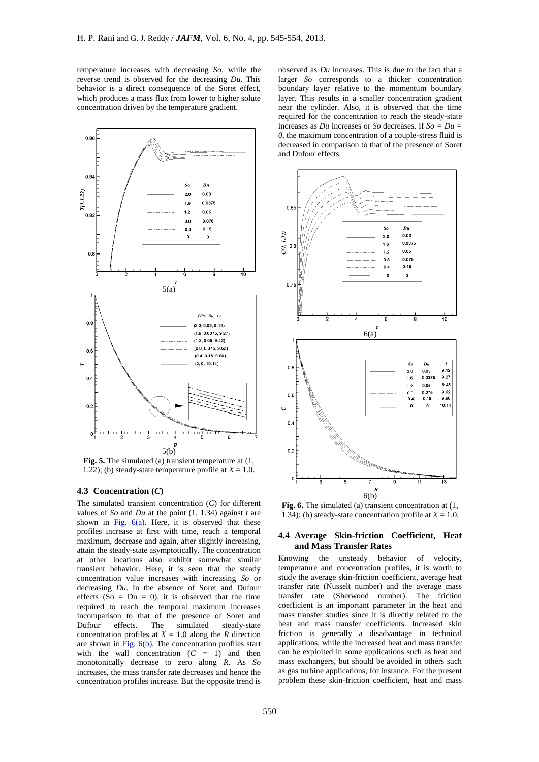temperature increases with decreasing *So*, while the reverse trend is observed for the decreasing *Du*. This behavior is a direct consequence of the Soret effect, which produces a mass flux from lower to higher solute concentration driven by the temperature gradient.

**Fig. 5.** The simulated (a) transient temperature at (1, 1.22); (b) steady-state temperature profile at $X = 1.0$.

### 4.3 Concentration (*C*)

The simulated transient concentration ($C$) for different values of *So* and *Du* at the point (1, 1.34) against *t* are shown in Fig. 6(a). Here, it is observed that these profiles increase at first with time, reach a temporal maximum, decrease and again, after slightly increasing, attain the steady-state asymptotically. The concentration at other locations also exhibit somewhat similar transient behavior. Here, it is seen that the steady concentration value increases with increasing *So* or decreasing *Du*. In the absence of Soret and Dufour effects ($So = Du = 0$), it is observed that the time required to reach the temporal maximum increases incomparison to that of the presence of Soret and Dufour effects. The simulated steady-state concentration profiles at $X = 1.0$ along the $R$ direction are shown in Fig. 6(b). The concentration profiles start with the wall concentration ($C = 1$) and then monotonically decrease to zero along $R$. As *So* increases, the mass transfer rate decreases and hence the concentration profiles increase. But the opposite trend is observed as *Du* increases. This is due to the fact that a larger *So* corresponds to a thicker concentration boundary layer relative to the momentum boundary layer. This results in a smaller concentration gradient near the cylinder. Also, it is observed that the time required for the concentration to reach the steady-state increases as *Du* increases or *So* decreases. If $So = Du = 0$, the maximum concentration of a couple-stress fluid is decreased in comparison to that of the presence of Soret and Dufour effects.

**Fig. 6.** The simulated (a) transient concentration at (1, 1.34); (b) steady-state concentration profile at $X = 1.0$.

### 4.4 Average Skin-friction Coefficient, Heat and Mass Transfer Rates

Knowing the unsteady behavior of velocity, temperature and concentration profiles, it is worth to study the average skin-friction coefficient, average heat transfer rate (Nusselt number) and the average mass transfer rate (Sherwood number). The friction coefficient is an important parameter in the heat and mass transfer studies since it is directly related to the heat and mass transfer coefficients. Increased skin friction is generally a disadvantage in technical applications, while the increased heat and mass transfer can be exploited in some applications such as heat and mass exchangers, but should be avoided in others such as gas turbine applications, for instance. For the present problem these skin-friction coefficient, heat and mass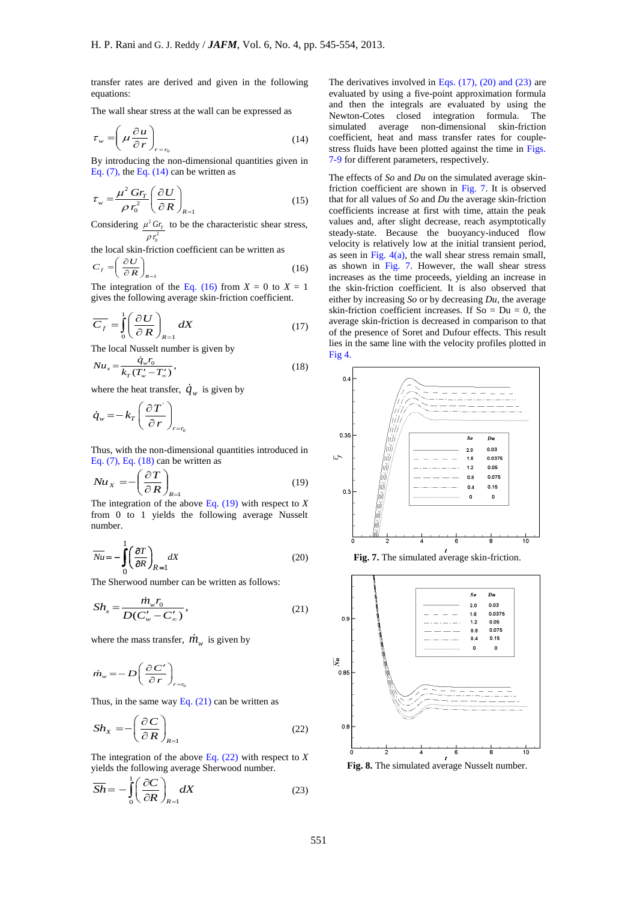transfer rates are derived and given in the following equations:

The wall shear stress at the wall can be expressed as

$$\tau_w = \left(\mu \frac{\partial u}{\partial r}\right)_{r=r_0} \tag{14}$$

By introducing the non-dimensional quantities given in Eq. (7), the Eq. (14) can be written as

$$\tau_w = \frac{\mu^2 Gr_T}{\rho r_0^2}\left(\frac{\partial U}{\partial R}\right)_{R=1} \tag{15}$$

Considering $\frac{\mu^2 Gr_T}{\rho r_0^2}$ to be the characteristic shear stress, the local skin-friction coefficient can be written as

$$C_f = \left(\frac{\partial U}{\partial R}\right)_{R=1} \tag{16}$$

The integration of the Eq. (16) from $X = 0$ to $X = 1$ gives the following average skin-friction coefficient.

$$\overline{C_f} = \int_0^1 \left(\frac{\partial U}{\partial R}\right)_{R=1} dX \tag{17}$$

The local Nusselt number is given by

$$Nu_x = \frac{\dot{q}_w r_0}{k_T(T'_w - T'_\infty)}, \tag{18}$$

where the heat transfer, $\dot{q}_w$ is given by

$$\dot{q}_w = -k_T\left(\frac{\partial T'}{\partial r}\right)_{r=r_0}$$

Thus, with the non-dimensional quantities introduced in Eq. (7), Eq. (18) can be written as

$$Nu_X = -\left(\frac{\partial T}{\partial R}\right)_{R=1} \tag{19}$$

The integration of the above Eq. (19) with respect to $X$ from 0 to 1 yields the following average Nusselt number.

$$\overline{Nu} = -\int_0^1 \left(\frac{\partial T}{\partial R}\right)_{R=1} dX \tag{20}$$

The Sherwood number can be written as follows:

$$Sh_x = \frac{\dot{m}_w r_0}{D(C'_w - C'_\infty)}, \tag{21}$$

where the mass transfer, $\dot{m}_w$ is given by

$$\dot{m}_w = -D\left(\frac{\partial C'}{\partial r}\right)_{r=r_0}$$

Thus, in the same way Eq. (21) can be written as

$$Sh_X = -\left(\frac{\partial C}{\partial R}\right)_{R=1} \tag{22}$$

The integration of the above Eq. (22) with respect to $X$ yields the following average Sherwood number.

$$\overline{Sh} = -\int_0^1 \left(\frac{\partial C}{\partial R}\right)_{R=1} dX \tag{23}$$

The derivatives involved in Eqs. (17), (20) and (23) are evaluated by using a five-point approximation formula and then the integrals are evaluated by using the Newton-Cotes closed integration formula. The simulated average non-dimensional skin-friction coefficient, heat and mass transfer rates for couple-stress fluids have been plotted against the time in Figs. 7-9 for different parameters, respectively.

The effects of *So* and *Du* on the simulated average skin-friction coefficient are shown in Fig. 7. It is observed that for all values of *So* and *Du* the average skin-friction coefficients increase at first with time, attain the peak values and, after slight decrease, reach asymptotically steady-state. Because the buoyancy-induced flow velocity is relatively low at the initial transient period, as seen in Fig. 4(a), the wall shear stress remain small, as shown in Fig. 7. However, the wall shear stress increases as the time proceeds, yielding an increase in the skin-friction coefficient. It is also observed that either by increasing *So* or by decreasing *Du*, the average skin-friction coefficient increases. If So = Du = 0, the average skin-friction is decreased in comparison to that of the presence of Soret and Dufour effects. This result lies in the same line with the velocity profiles plotted in Fig 4.

**Fig. 7.** The simulated average skin-friction.

**Fig. 8.** The simulated average Nusselt number.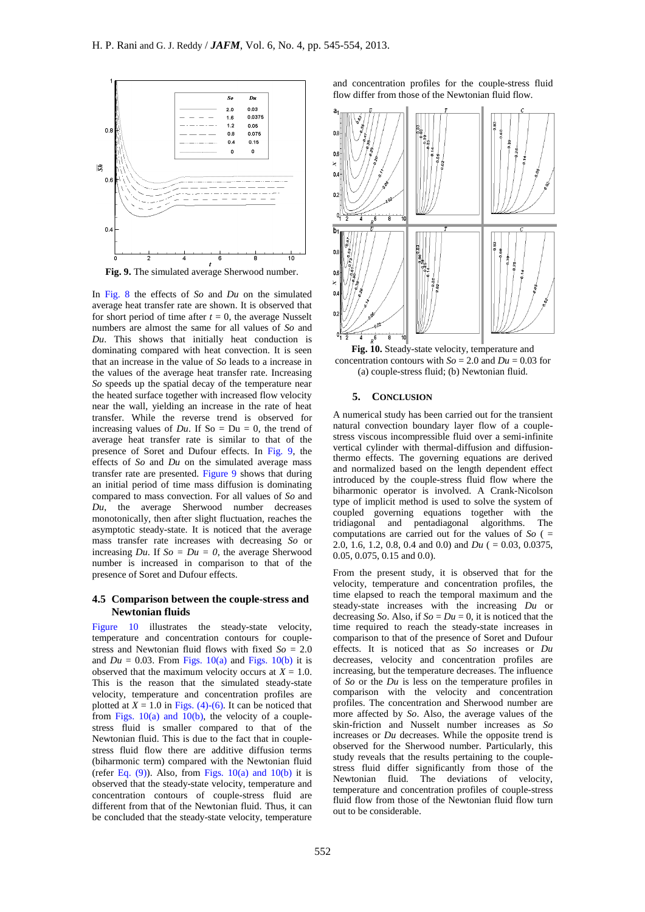**Fig. 9.** The simulated average Sherwood number.

In Fig. 8 the effects of *So* and *Du* on the simulated average heat transfer rate are shown. It is observed that for short period of time after $t = 0$, the average Nusselt numbers are almost the same for all values of *So* and *Du*. This shows that initially heat conduction is dominating compared with heat convection. It is seen that an increase in the value of *So* leads to a increase in the values of the average heat transfer rate. Increasing *So* speeds up the spatial decay of the temperature near the heated surface together with increased flow velocity near the wall, yielding an increase in the rate of heat transfer. While the reverse trend is observed for increasing values of *Du*. If So = Du = 0, the trend of average heat transfer rate is similar to that of the presence of Soret and Dufour effects. In Fig. 9, the effects of *So* and *Du* on the simulated average mass transfer rate are presented. Figure 9 shows that during an initial period of time mass diffusion is dominating compared to mass convection. For all values of *So* and *Du*, the average Sherwood number decreases monotonically, then after slight fluctuation, reaches the asymptotic steady-state. It is noticed that the average mass transfer rate increases with decreasing *So* or increasing *Du*. If $So = Du = 0$, the average Sherwood number is increased in comparison to that of the presence of Soret and Dufour effects.

### 4.5 Comparison between the couple-stress and Newtonian fluids

Figure 10 illustrates the steady-state velocity, temperature and concentration contours for couple-stress and Newtonian fluid flows with fixed $So = 2.0$ and $Du = 0.03$. From Figs. 10(a) and Figs. 10(b) it is observed that the maximum velocity occurs at $X = 1.0$. This is the reason that the simulated steady-state velocity, temperature and concentration profiles are plotted at $X = 1.0$ in Figs. (4)-(6). It can be noticed that from Figs. 10(a) and 10(b), the velocity of a couple-stress fluid is smaller compared to that of the Newtonian fluid. This is due to the fact that in couple-stress fluid flow there are additive diffusion terms (biharmonic term) compared with the Newtonian fluid (refer Eq. (9)). Also, from Figs. 10(a) and 10(b) it is observed that the steady-state velocity, temperature and concentration contours of couple-stress fluid are different from that of the Newtonian fluid. Thus, it can be concluded that the steady-state velocity, temperature and concentration profiles for the couple-stress fluid flow differ from those of the Newtonian fluid flow.

**Fig. 10.** Steady-state velocity, temperature and concentration contours with $So = 2.0$ and $Du = 0.03$ for (a) couple-stress fluid; (b) Newtonian fluid.

## 5. CONCLUSION

A numerical study has been carried out for the transient natural convection boundary layer flow of a couple-stress viscous incompressible fluid over a semi-infinite vertical cylinder with thermal-diffusion and diffusion-thermo effects. The governing equations are derived and normalized based on the length dependent effect introduced by the couple-stress fluid flow where the biharmonic operator is involved. A Crank-Nicolson type of implicit method is used to solve the system of coupled governing equations together with the tridiagonal and pentadiagonal algorithms. The computations are carried out for the values of *So* ( = 2.0, 1.6, 1.2, 0.8, 0.4 and 0.0) and *Du* ( = 0.03, 0.0375, 0.05, 0.075, 0.15 and 0.0).

From the present study, it is observed that for the velocity, temperature and concentration profiles, the time elapsed to reach the temporal maximum and the steady-state increases with the increasing *Du* or decreasing *So*. Also, if $So = Du = 0$, it is noticed that the time required to reach the steady-state increases in comparison to that of the presence of Soret and Dufour effects. It is noticed that as *So* increases or *Du* decreases, velocity and concentration profiles are increasing, but the temperature decreases. The influence of *So* or the *Du* is less on the temperature profiles in comparison with the velocity and concentration profiles. The concentration and Sherwood number are more affected by *So*. Also, the average values of the skin-friction and Nusselt number increases as *So* increases or *Du* decreases. While the opposite trend is observed for the Sherwood number. Particularly, this study reveals that the results pertaining to the couple-stress fluid differ significantly from those of the Newtonian fluid. The deviations of velocity, temperature and concentration profiles of couple-stress fluid flow from those of the Newtonian fluid flow turn out to be considerable.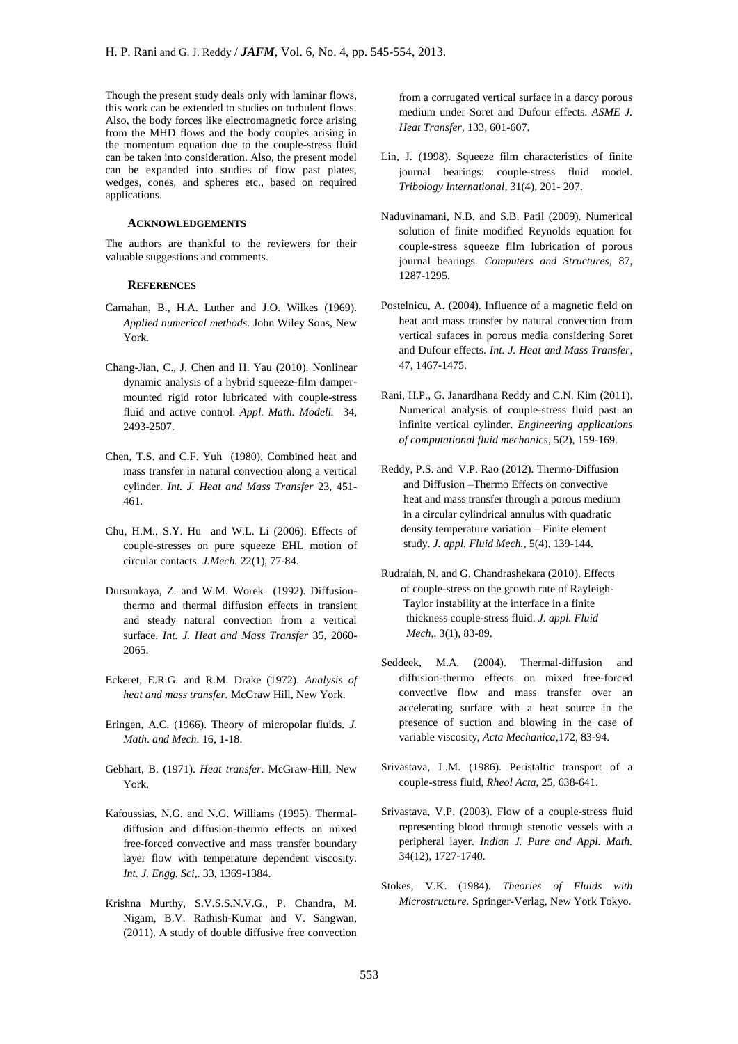Though the present study deals only with laminar flows, this work can be extended to studies on turbulent flows. Also, the body forces like electromagnetic force arising from the MHD flows and the body couples arising in the momentum equation due to the couple-stress fluid can be taken into consideration. Also, the present model can be expanded into studies of flow past plates, wedges, cones, and spheres etc., based on required applications.

## ACKNOWLEDGEMENTS

The authors are thankful to the reviewers for their valuable suggestions and comments.

## REFERENCES

Carnahan, B., H.A. Luther and J.O. Wilkes (1969). *Applied numerical methods*. John Wiley Sons, New York.

Chang-Jian, C., J. Chen and H. Yau (2010). Nonlinear dynamic analysis of a hybrid squeeze-film damper-mounted rigid rotor lubricated with couple-stress fluid and active control. *Appl. Math. Modell.* 34, 2493-2507.

Chen, T.S. and C.F. Yuh (1980). Combined heat and mass transfer in natural convection along a vertical cylinder. *Int. J. Heat and Mass Transfer* 23, 451-461.

Chu, H.M., S.Y. Hu and W.L. Li (2006). Effects of couple-stresses on pure squeeze EHL motion of circular contacts. *J.Mech.* 22(1), 77-84.

Dursunkaya, Z. and W.M. Worek (1992). Diffusion-thermo and thermal diffusion effects in transient and steady natural convection from a vertical surface. *Int. J. Heat and Mass Transfer* 35, 2060-2065.

Eckeret, E.R.G. and R.M. Drake (1972). *Analysis of heat and mass transfer.* McGraw Hill, New York.

Eringen, A.C. (1966). Theory of micropolar fluids. *J. Math. and Mech.* 16, 1-18.

Gebhart, B. (1971). *Heat transfer*. McGraw-Hill, New York.

Kafoussias, N.G. and N.G. Williams (1995). Thermal-diffusion and diffusion-thermo effects on mixed free-forced convective and mass transfer boundary layer flow with temperature dependent viscosity. *Int. J. Engg. Sci*,. 33, 1369-1384.

Krishna Murthy, S.V.S.S.N.V.G., P. Chandra, M. Nigam, B.V. Rathish-Kumar and V. Sangwan, (2011). A study of double diffusive free convection from a corrugated vertical surface in a darcy porous medium under Soret and Dufour effects. *ASME J. Heat Transfer,* 133, 601-607.

Lin, J. (1998). Squeeze film characteristics of finite journal bearings: couple-stress fluid model. *Tribology International,* 31(4), 201- 207.

Naduvinamani, N.B. and S.B. Patil (2009). Numerical solution of finite modified Reynolds equation for couple-stress squeeze film lubrication of porous journal bearings. *Computers and Structures,* 87, 1287-1295.

Postelnicu, A. (2004). Influence of a magnetic field on heat and mass transfer by natural convection from vertical sufaces in porous media considering Soret and Dufour effects. *Int. J. Heat and Mass Transfer,* 47, 1467-1475.

Rani, H.P., G. Janardhana Reddy and C.N. Kim (2011). Numerical analysis of couple-stress fluid past an infinite vertical cylinder. *Engineering applications of computational fluid mechanics*, 5(2), 159-169.

Reddy, P.S. and V.P. Rao (2012). Thermo-Diffusion and Diffusion –Thermo Effects on convective heat and mass transfer through a porous medium in a circular cylindrical annulus with quadratic density temperature variation – Finite element study. *J. appl. Fluid Mech.*, 5(4), 139-144.

Rudraiah, N. and G. Chandrashekara (2010). Effects of couple-stress on the growth rate of Rayleigh-Taylor instability at the interface in a finite thickness couple-stress fluid. *J. appl. Fluid Mech*,. 3(1), 83-89.

Seddeek, M.A. (2004). Thermal-diffusion and diffusion-thermo effects on mixed free-forced convective flow and mass transfer over an accelerating surface with a heat source in the presence of suction and blowing in the case of variable viscosity, *Acta Mechanica*,172, 83-94.

Srivastava, L.M. (1986). Peristaltic transport of a couple-stress fluid, *Rheol Acta,* 25, 638-641.

Srivastava, V.P. (2003). Flow of a couple-stress fluid representing blood through stenotic vessels with a peripheral layer. *Indian J. Pure and Appl. Math.* 34(12), 1727-1740.

Stokes, V.K. (1984). *Theories of Fluids with Microstructure.* Springer-Verlag, New York Tokyo.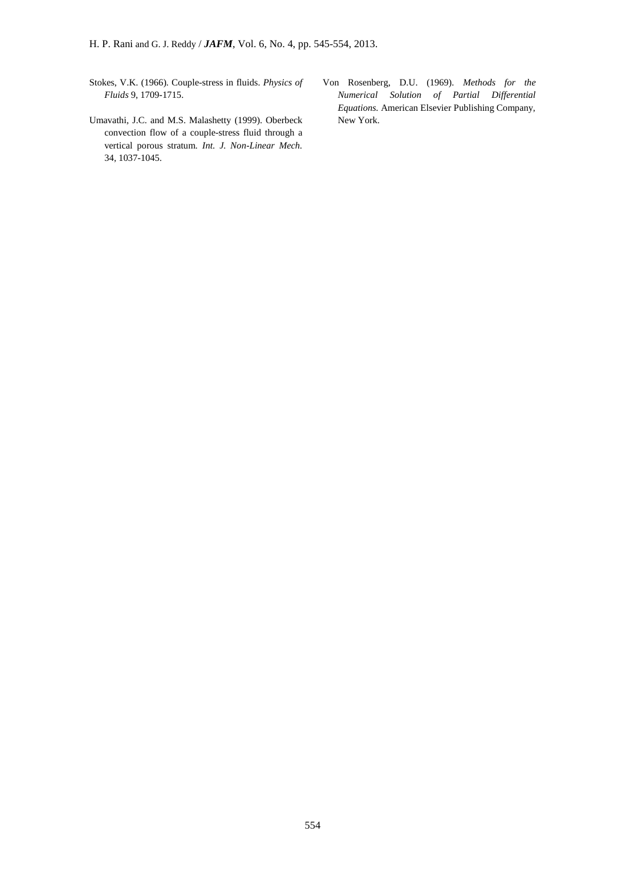Stokes, V.K. (1966). Couple-stress in fluids. *Physics of Fluids* 9, 1709-1715.

Umavathi, J.C. and M.S. Malashetty (1999). Oberbeck convection flow of a couple-stress fluid through a vertical porous stratum. *Int. J. Non-Linear Mech.* 34, 1037-1045.

Von Rosenberg, D.U. (1969). *Methods for the Numerical Solution of Partial Differential Equations.* American Elsevier Publishing Company, New York.